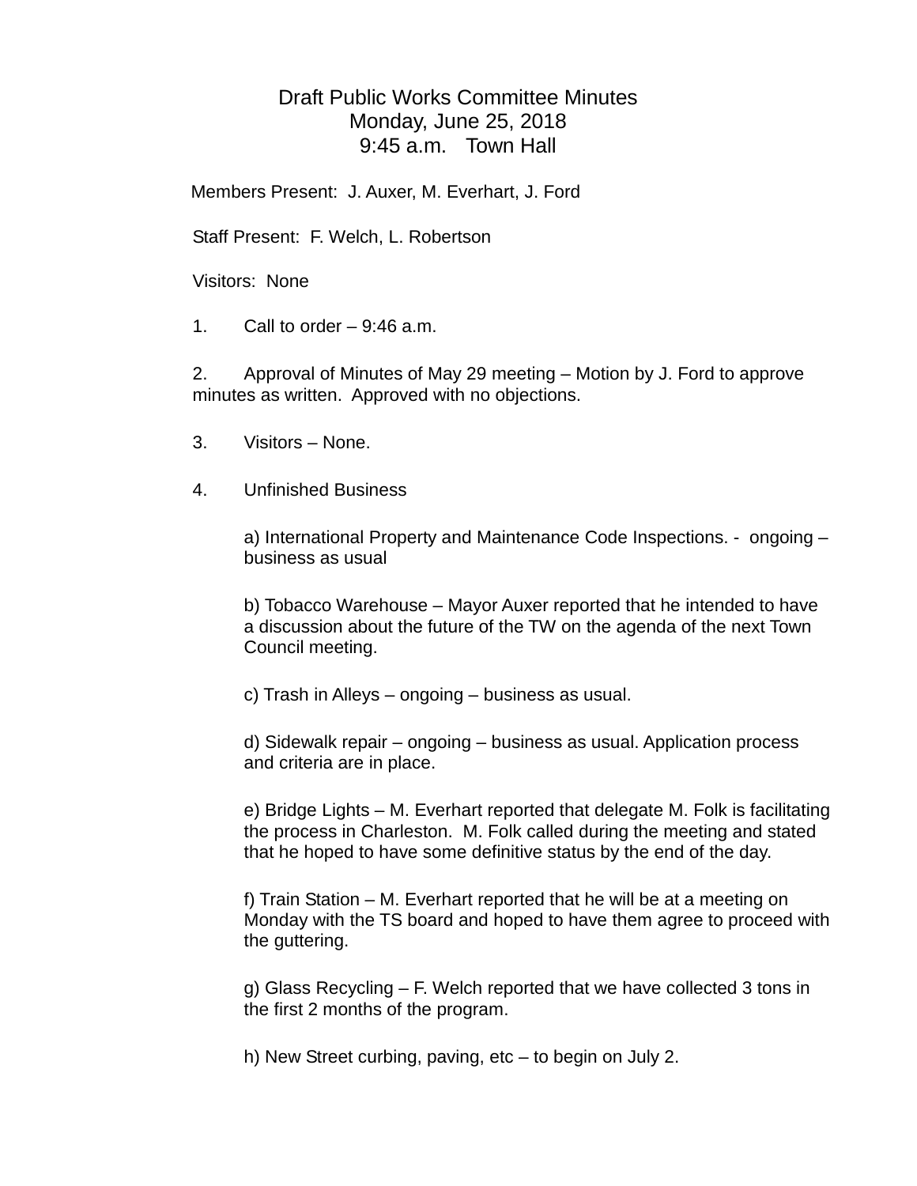# Draft Public Works Committee Minutes
## Monday, June 25, 2018
## 9:45 a.m. Town Hall

Members Present: J. Auxer, M. Everhart, J. Ford

Staff Present: F. Welch, L. Robertson

Visitors: None

1. Call to order – 9:46 a.m.

2. Approval of Minutes of May 29 meeting – Motion by J. Ford to approve minutes as written. Approved with no objections.

3. Visitors – None.

4. Unfinished Business

   a) International Property and Maintenance Code Inspections. - ongoing – business as usual

   b) Tobacco Warehouse – Mayor Auxer reported that he intended to have a discussion about the future of the TW on the agenda of the next Town Council meeting.

   c) Trash in Alleys – ongoing – business as usual.

   d) Sidewalk repair – ongoing – business as usual. Application process and criteria are in place.

   e) Bridge Lights – M. Everhart reported that delegate M. Folk is facilitating the process in Charleston. M. Folk called during the meeting and stated that he hoped to have some definitive status by the end of the day.

   f) Train Station – M. Everhart reported that he will be at a meeting on Monday with the TS board and hoped to have them agree to proceed with the guttering.

   g) Glass Recycling – F. Welch reported that we have collected 3 tons in the first 2 months of the program.

   h) New Street curbing, paving, etc – to begin on July 2.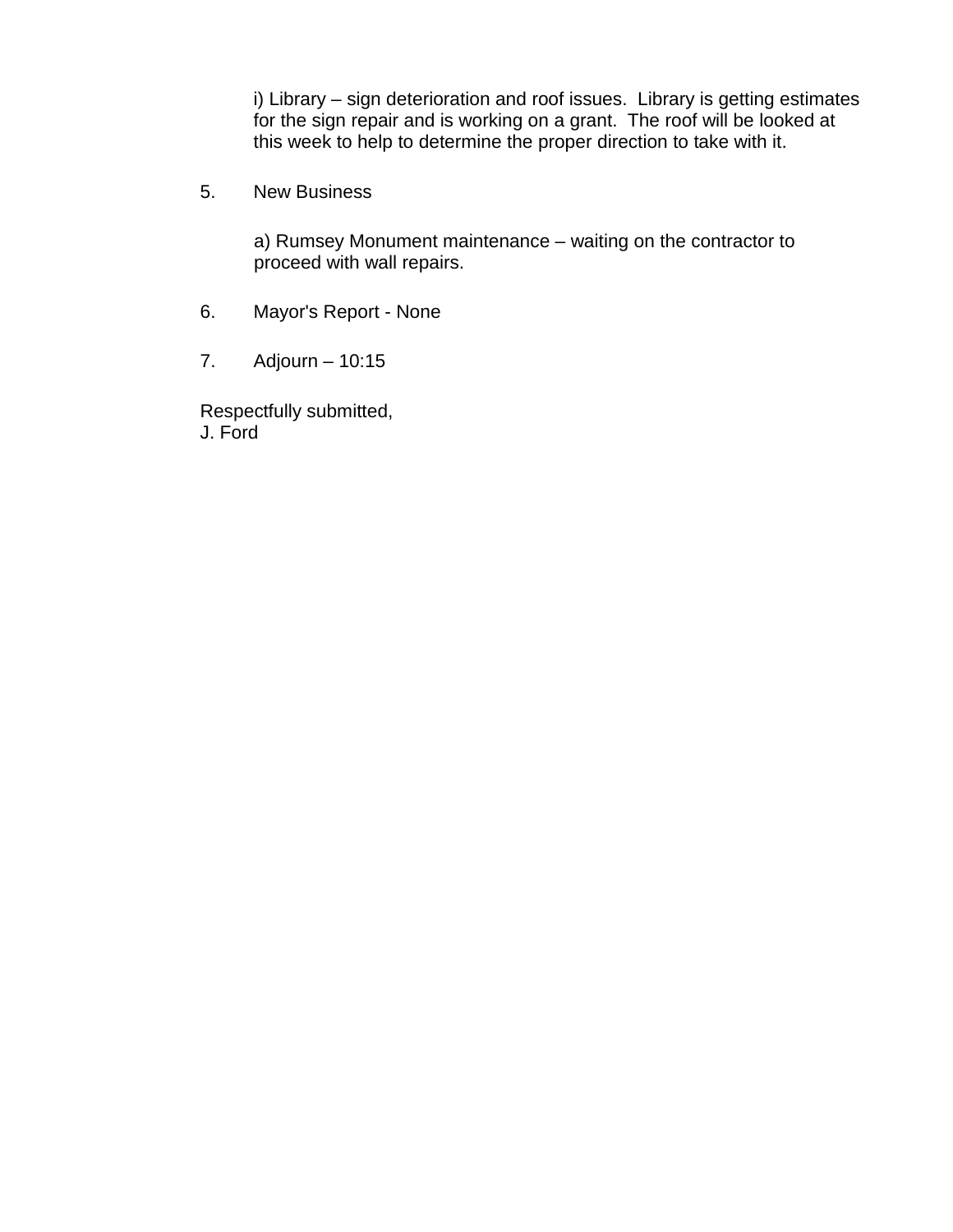i) Library – sign deterioration and roof issues.  Library is getting estimates for the sign repair and is working on a grant.  The roof will be looked at this week to help to determine the proper direction to take with it.

5. New Business

   a) Rumsey Monument maintenance – waiting on the contractor to proceed with wall repairs.

6. Mayor's Report - None

7. Adjourn – 10:15

Respectfully submitted,
J. Ford